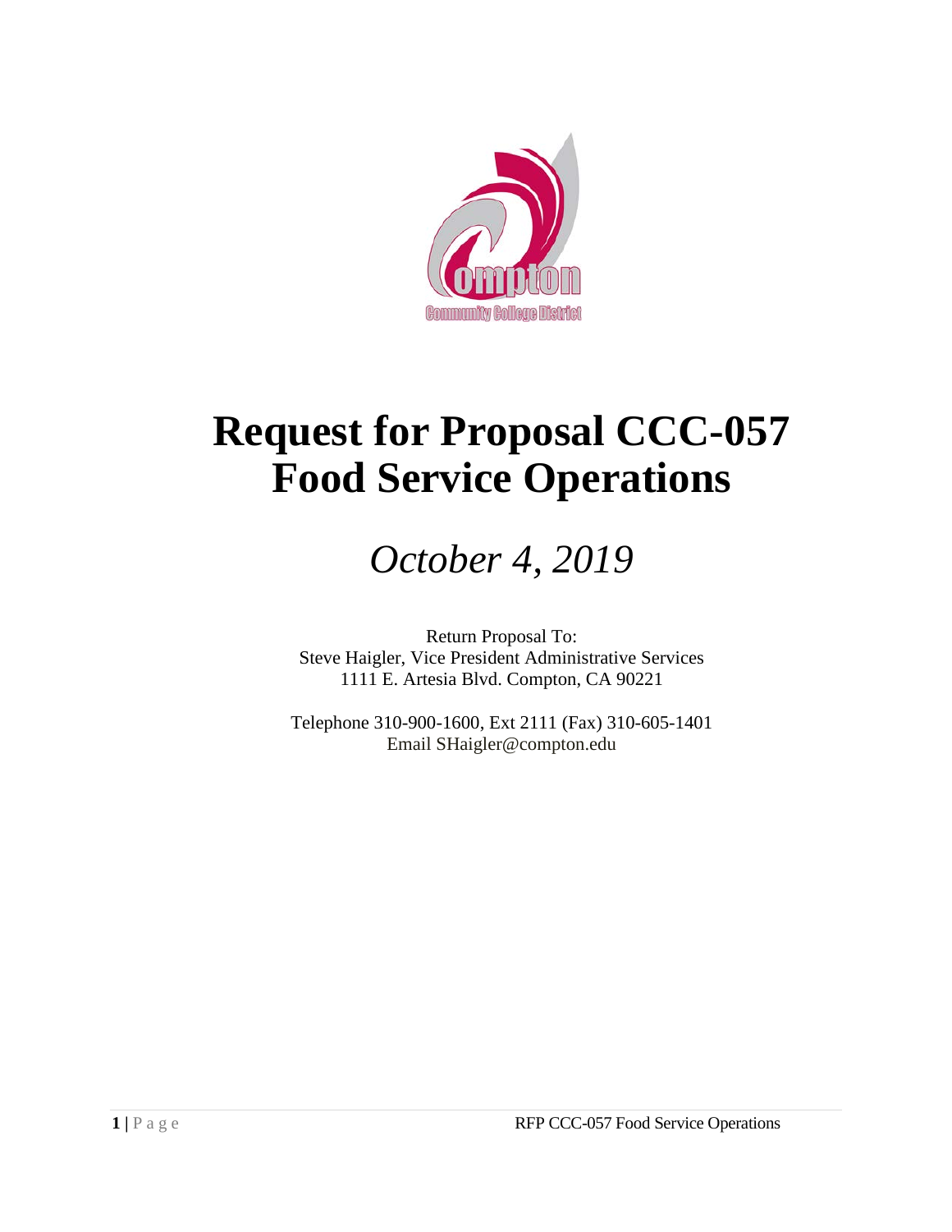# Request for Proposal CCC-057
# Food Service Operations

*October 4, 2019*

Return Proposal To:
Steve Haigler, Vice President Administrative Services
1111 E. Artesia Blvd. Compton, CA 90221

Telephone 310-900-1600, Ext 2111 (Fax) 310-605-1401
Email SHaigler@compton.edu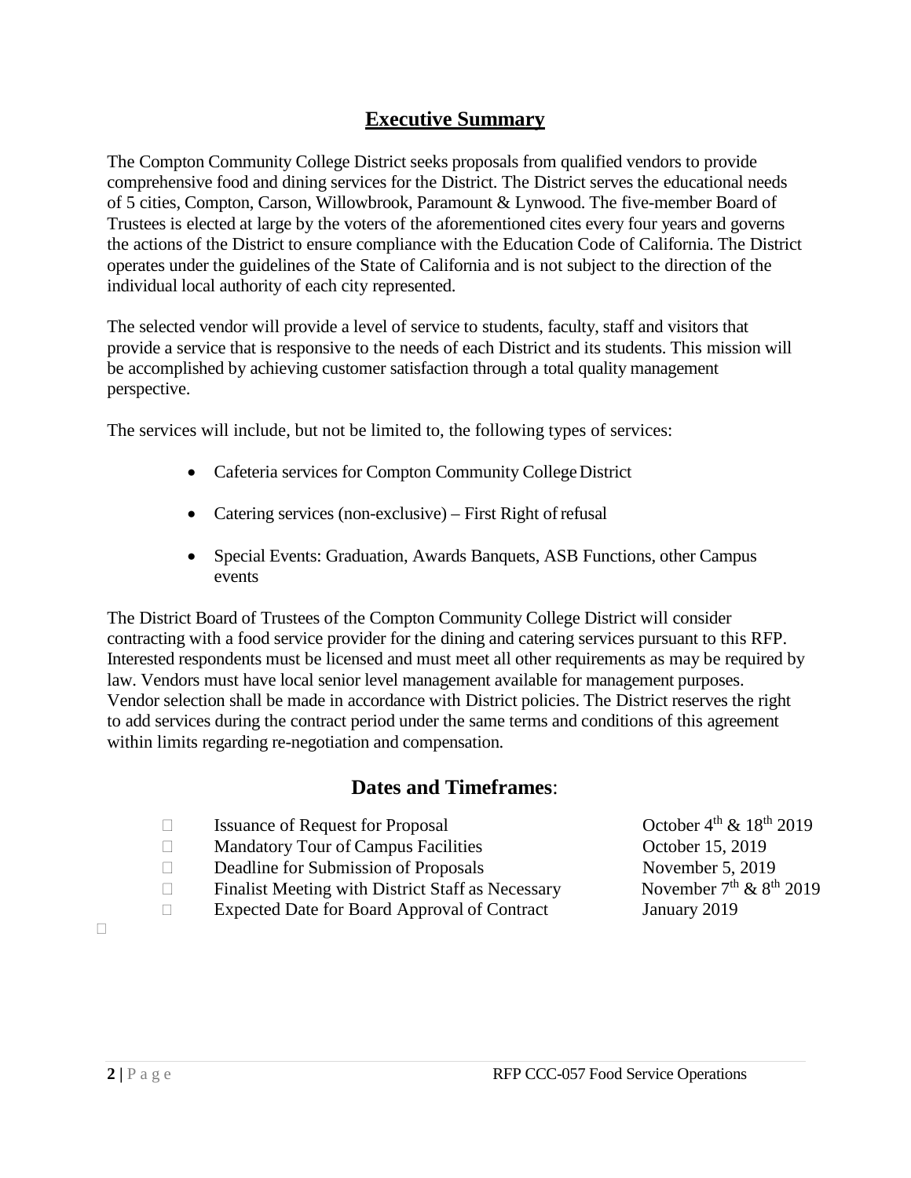## Executive Summary

The Compton Community College District seeks proposals from qualified vendors to provide comprehensive food and dining services for the District. The District serves the educational needs of 5 cities, Compton, Carson, Willowbrook, Paramount & Lynwood. The five-member Board of Trustees is elected at large by the voters of the aforementioned cites every four years and governs the actions of the District to ensure compliance with the Education Code of California. The District operates under the guidelines of the State of California and is not subject to the direction of the individual local authority of each city represented.

The selected vendor will provide a level of service to students, faculty, staff and visitors that provide a service that is responsive to the needs of each District and its students. This mission will be accomplished by achieving customer satisfaction through a total quality management perspective.

The services will include, but not be limited to, the following types of services:

- Cafeteria services for Compton Community College District
- Catering services (non-exclusive) – First Right of refusal
- Special Events: Graduation, Awards Banquets, ASB Functions, other Campus events

The District Board of Trustees of the Compton Community College District will consider contracting with a food service provider for the dining and catering services pursuant to this RFP. Interested respondents must be licensed and must meet all other requirements as may be required by law. Vendors must have local senior level management available for management purposes. Vendor selection shall be made in accordance with District policies. The District reserves the right to add services during the contract period under the same terms and conditions of this agreement within limits regarding re-negotiation and compensation.

## Dates and Timeframes:

| | |
|---|---|
| Issuance of Request for Proposal | October 4th & 18th 2019 |
| Mandatory Tour of Campus Facilities | October 15, 2019 |
| Deadline for Submission of Proposals | November 5, 2019 |
| Finalist Meeting with District Staff as Necessary | November 7th & 8th 2019 |
| Expected Date for Board Approval of Contract | January 2019 |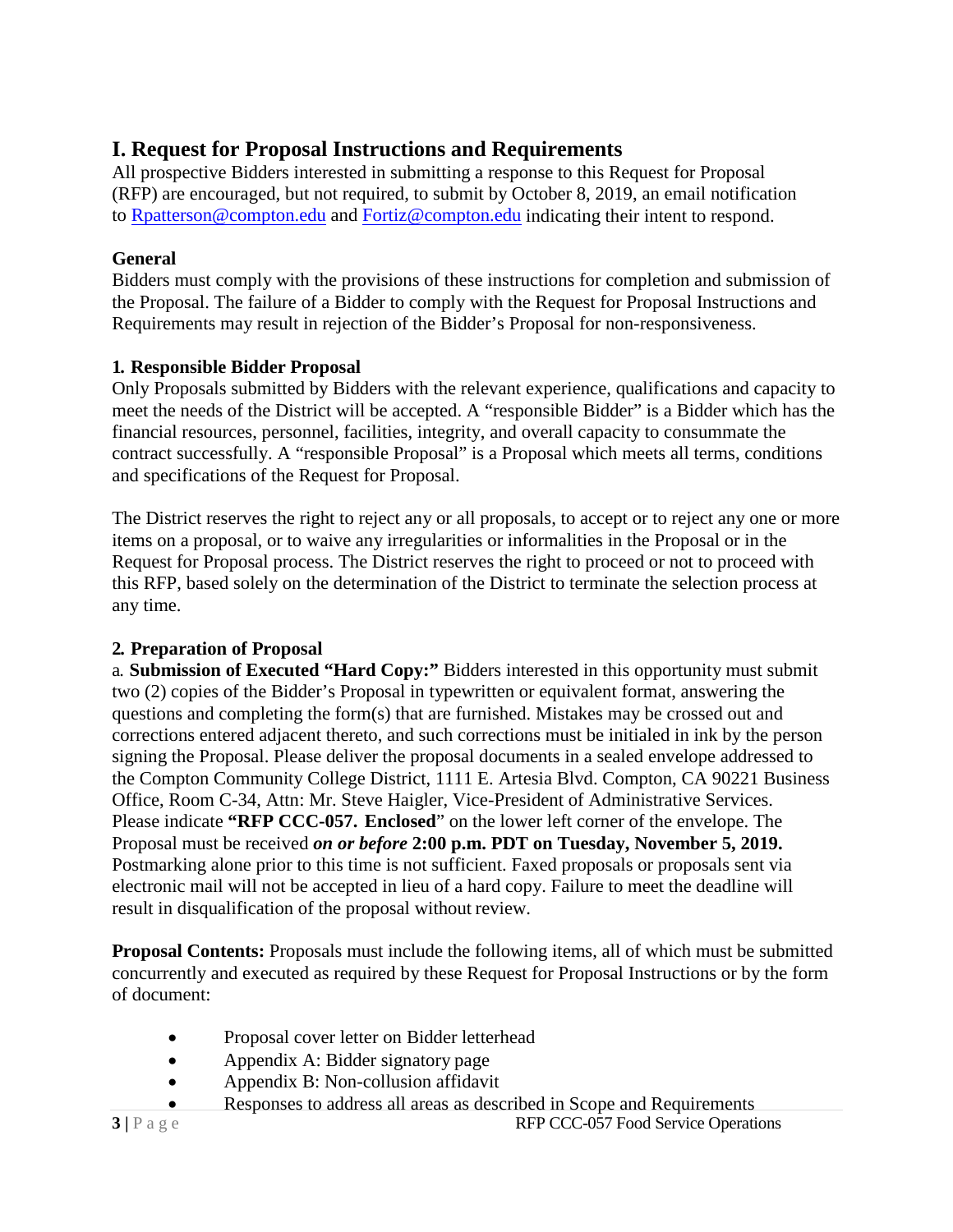# I. Request for Proposal Instructions and Requirements

All prospective Bidders interested in submitting a response to this Request for Proposal (RFP) are encouraged, but not required, to submit by October 8, 2019, an email notification to Rpatterson@compton.edu and Fortiz@compton.edu indicating their intent to respond.

### General

Bidders must comply with the provisions of these instructions for completion and submission of the Proposal. The failure of a Bidder to comply with the Request for Proposal Instructions and Requirements may result in rejection of the Bidder's Proposal for non-responsiveness.

### 1. Responsible Bidder Proposal

Only Proposals submitted by Bidders with the relevant experience, qualifications and capacity to meet the needs of the District will be accepted. A "responsible Bidder" is a Bidder which has the financial resources, personnel, facilities, integrity, and overall capacity to consummate the contract successfully. A "responsible Proposal" is a Proposal which meets all terms, conditions and specifications of the Request for Proposal.

The District reserves the right to reject any or all proposals, to accept or to reject any one or more items on a proposal, or to waive any irregularities or informalities in the Proposal or in the Request for Proposal process. The District reserves the right to proceed or not to proceed with this RFP, based solely on the determination of the District to terminate the selection process at any time.

### 2. Preparation of Proposal

a. **Submission of Executed "Hard Copy:"** Bidders interested in this opportunity must submit two (2) copies of the Bidder's Proposal in typewritten or equivalent format, answering the questions and completing the form(s) that are furnished. Mistakes may be crossed out and corrections entered adjacent thereto, and such corrections must be initialed in ink by the person signing the Proposal. Please deliver the proposal documents in a sealed envelope addressed to the Compton Community College District, 1111 E. Artesia Blvd. Compton, CA 90221 Business Office, Room C-34, Attn: Mr. Steve Haigler, Vice-President of Administrative Services. Please indicate **"RFP CCC-057. Enclosed**" on the lower left corner of the envelope. The Proposal must be received ***on or before*** **2:00 p.m. PDT on Tuesday, November 5, 2019.** Postmarking alone prior to this time is not sufficient. Faxed proposals or proposals sent via electronic mail will not be accepted in lieu of a hard copy. Failure to meet the deadline will result in disqualification of the proposal without review.

**Proposal Contents:** Proposals must include the following items, all of which must be submitted concurrently and executed as required by these Request for Proposal Instructions or by the form of document:

- Proposal cover letter on Bidder letterhead
- Appendix A: Bidder signatory page
- Appendix B: Non-collusion affidavit
- Responses to address all areas as described in Scope and Requirements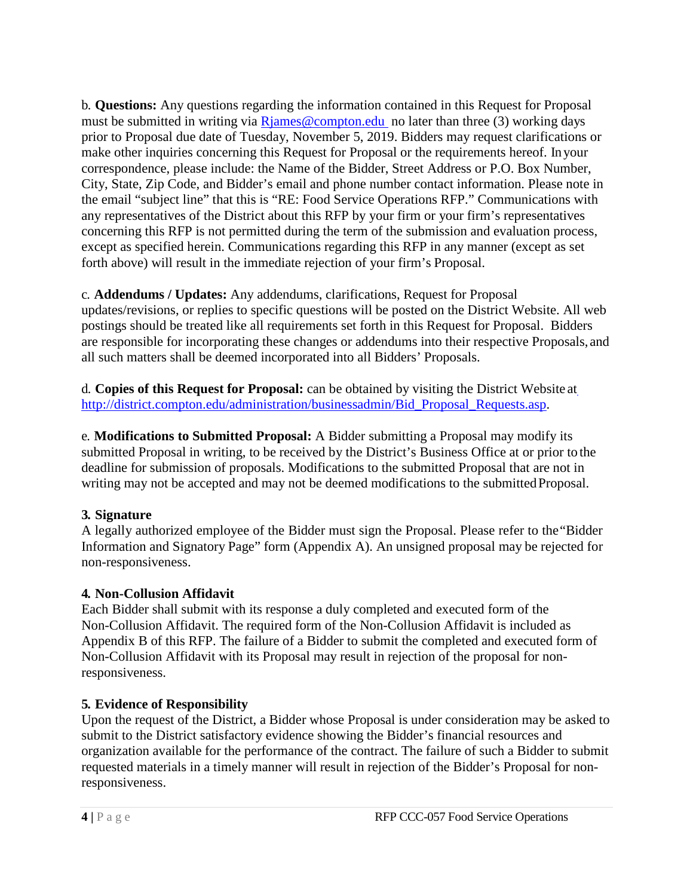b. **Questions:** Any questions regarding the information contained in this Request for Proposal must be submitted in writing via [Rjames@compton.edu](mailto:Rjames@compton.edu) no later than three (3) working days prior to Proposal due date of Tuesday, November 5, 2019. Bidders may request clarifications or make other inquiries concerning this Request for Proposal or the requirements hereof. In your correspondence, please include: the Name of the Bidder, Street Address or P.O. Box Number, City, State, Zip Code, and Bidder's email and phone number contact information. Please note in the email "subject line" that this is "RE: Food Service Operations RFP." Communications with any representatives of the District about this RFP by your firm or your firm's representatives concerning this RFP is not permitted during the term of the submission and evaluation process, except as specified herein. Communications regarding this RFP in any manner (except as set forth above) will result in the immediate rejection of your firm's Proposal.

c. **Addendums / Updates:** Any addendums, clarifications, Request for Proposal updates/revisions, or replies to specific questions will be posted on the District Website. All web postings should be treated like all requirements set forth in this Request for Proposal. Bidders are responsible for incorporating these changes or addendums into their respective Proposals, and all such matters shall be deemed incorporated into all Bidders' Proposals.

d. **Copies of this Request for Proposal:** can be obtained by visiting the District Website at [http://district.compton.edu/administration/businessadmin/Bid_Proposal_Requests.asp](http://district.compton.edu/administration/businessadmin/Bid_Proposal_Requests.asp).

e. **Modifications to Submitted Proposal:** A Bidder submitting a Proposal may modify its submitted Proposal in writing, to be received by the District's Business Office at or prior to the deadline for submission of proposals. Modifications to the submitted Proposal that are not in writing may not be accepted and may not be deemed modifications to the submitted Proposal.

### 3. Signature

A legally authorized employee of the Bidder must sign the Proposal. Please refer to the "Bidder Information and Signatory Page" form (Appendix A). An unsigned proposal may be rejected for non-responsiveness.

### 4. Non-Collusion Affidavit

Each Bidder shall submit with its response a duly completed and executed form of the Non-Collusion Affidavit. The required form of the Non-Collusion Affidavit is included as Appendix B of this RFP. The failure of a Bidder to submit the completed and executed form of Non-Collusion Affidavit with its Proposal may result in rejection of the proposal for non-responsiveness.

### 5. Evidence of Responsibility

Upon the request of the District, a Bidder whose Proposal is under consideration may be asked to submit to the District satisfactory evidence showing the Bidder's financial resources and organization available for the performance of the contract. The failure of such a Bidder to submit requested materials in a timely manner will result in rejection of the Bidder's Proposal for non-responsiveness.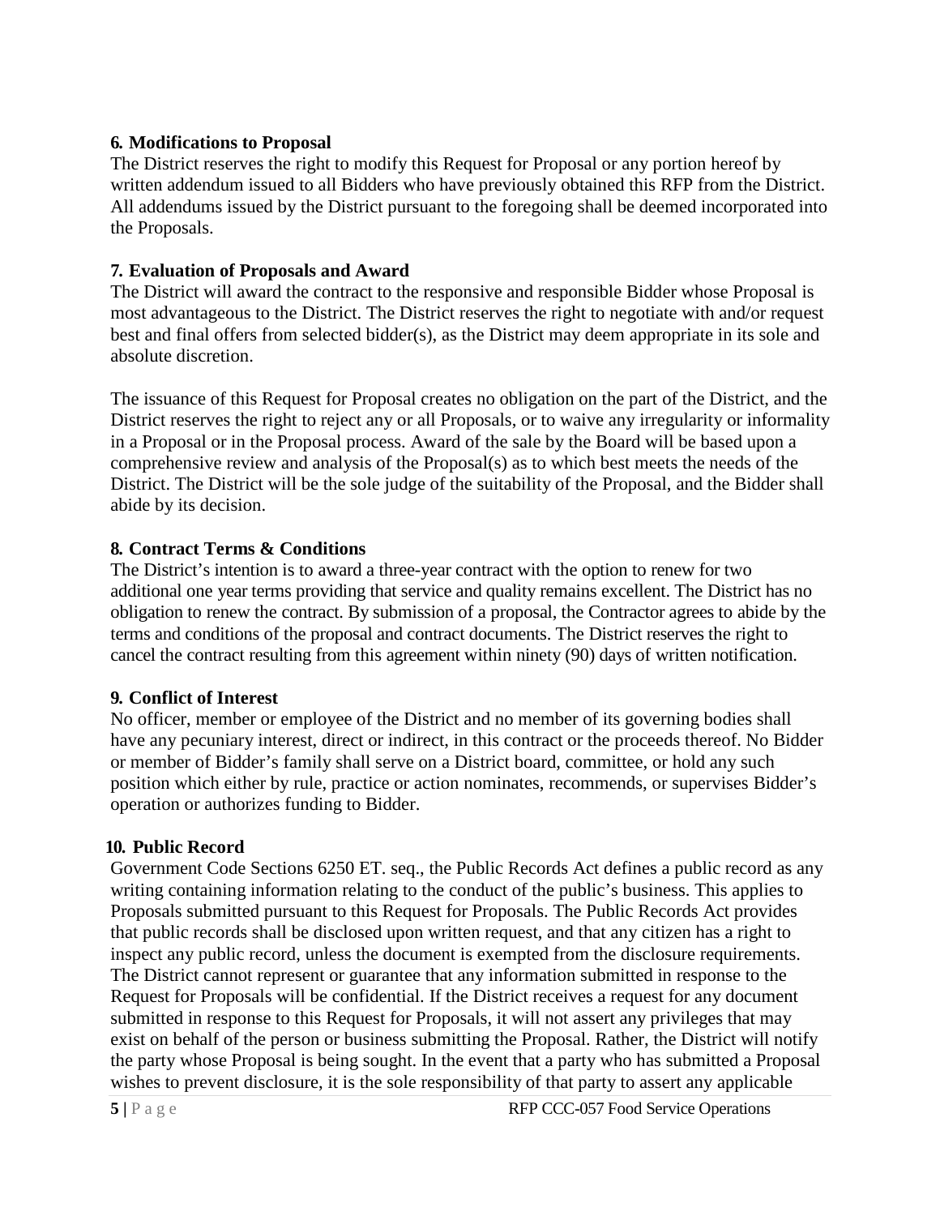**6. Modifications to Proposal**

The District reserves the right to modify this Request for Proposal or any portion hereof by written addendum issued to all Bidders who have previously obtained this RFP from the District. All addendums issued by the District pursuant to the foregoing shall be deemed incorporated into the Proposals.

**7. Evaluation of Proposals and Award**

The District will award the contract to the responsive and responsible Bidder whose Proposal is most advantageous to the District. The District reserves the right to negotiate with and/or request best and final offers from selected bidder(s), as the District may deem appropriate in its sole and absolute discretion.

The issuance of this Request for Proposal creates no obligation on the part of the District, and the District reserves the right to reject any or all Proposals, or to waive any irregularity or informality in a Proposal or in the Proposal process. Award of the sale by the Board will be based upon a comprehensive review and analysis of the Proposal(s) as to which best meets the needs of the District. The District will be the sole judge of the suitability of the Proposal, and the Bidder shall abide by its decision.

**8. Contract Terms & Conditions**

The District's intention is to award a three-year contract with the option to renew for two additional one year terms providing that service and quality remains excellent. The District has no obligation to renew the contract. By submission of a proposal, the Contractor agrees to abide by the terms and conditions of the proposal and contract documents. The District reserves the right to cancel the contract resulting from this agreement within ninety (90) days of written notification.

**9. Conflict of Interest**

No officer, member or employee of the District and no member of its governing bodies shall have any pecuniary interest, direct or indirect, in this contract or the proceeds thereof. No Bidder or member of Bidder's family shall serve on a District board, committee, or hold any such position which either by rule, practice or action nominates, recommends, or supervises Bidder's operation or authorizes funding to Bidder.

**10. Public Record**

Government Code Sections 6250 ET. seq., the Public Records Act defines a public record as any writing containing information relating to the conduct of the public's business. This applies to Proposals submitted pursuant to this Request for Proposals. The Public Records Act provides that public records shall be disclosed upon written request, and that any citizen has a right to inspect any public record, unless the document is exempted from the disclosure requirements. The District cannot represent or guarantee that any information submitted in response to the Request for Proposals will be confidential. If the District receives a request for any document submitted in response to this Request for Proposals, it will not assert any privileges that may exist on behalf of the person or business submitting the Proposal. Rather, the District will notify the party whose Proposal is being sought. In the event that a party who has submitted a Proposal wishes to prevent disclosure, it is the sole responsibility of that party to assert any applicable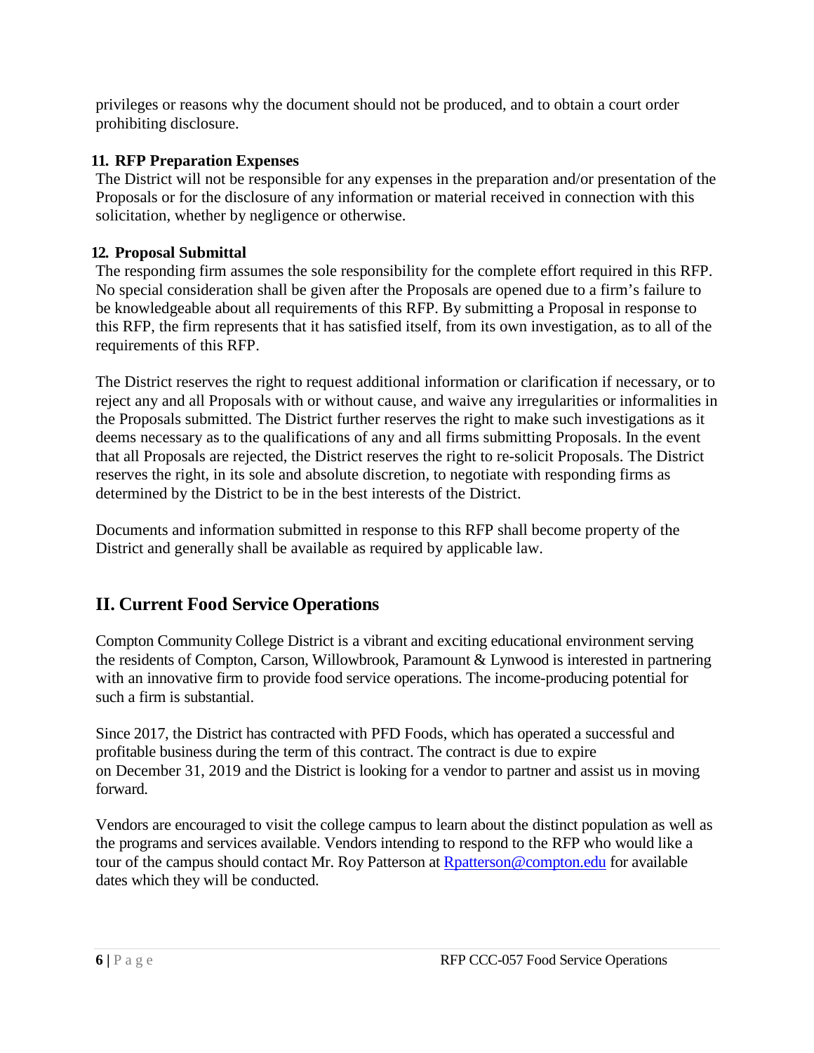privileges or reasons why the document should not be produced, and to obtain a court order prohibiting disclosure.

**11. RFP Preparation Expenses**

The District will not be responsible for any expenses in the preparation and/or presentation of the Proposals or for the disclosure of any information or material received in connection with this solicitation, whether by negligence or otherwise.

**12. Proposal Submittal**

The responding firm assumes the sole responsibility for the complete effort required in this RFP. No special consideration shall be given after the Proposals are opened due to a firm's failure to be knowledgeable about all requirements of this RFP. By submitting a Proposal in response to this RFP, the firm represents that it has satisfied itself, from its own investigation, as to all of the requirements of this RFP.

The District reserves the right to request additional information or clarification if necessary, or to reject any and all Proposals with or without cause, and waive any irregularities or informalities in the Proposals submitted. The District further reserves the right to make such investigations as it deems necessary as to the qualifications of any and all firms submitting Proposals. In the event that all Proposals are rejected, the District reserves the right to re-solicit Proposals. The District reserves the right, in its sole and absolute discretion, to negotiate with responding firms as determined by the District to be in the best interests of the District.

Documents and information submitted in response to this RFP shall become property of the District and generally shall be available as required by applicable law.

## II. Current Food Service Operations

Compton Community College District is a vibrant and exciting educational environment serving the residents of Compton, Carson, Willowbrook, Paramount & Lynwood is interested in partnering with an innovative firm to provide food service operations. The income-producing potential for such a firm is substantial.

Since 2017, the District has contracted with PFD Foods, which has operated a successful and profitable business during the term of this contract. The contract is due to expire on December 31, 2019 and the District is looking for a vendor to partner and assist us in moving forward.

Vendors are encouraged to visit the college campus to learn about the distinct population as well as the programs and services available. Vendors intending to respond to the RFP who would like a tour of the campus should contact Mr. Roy Patterson at Rpatterson@compton.edu for available dates which they will be conducted.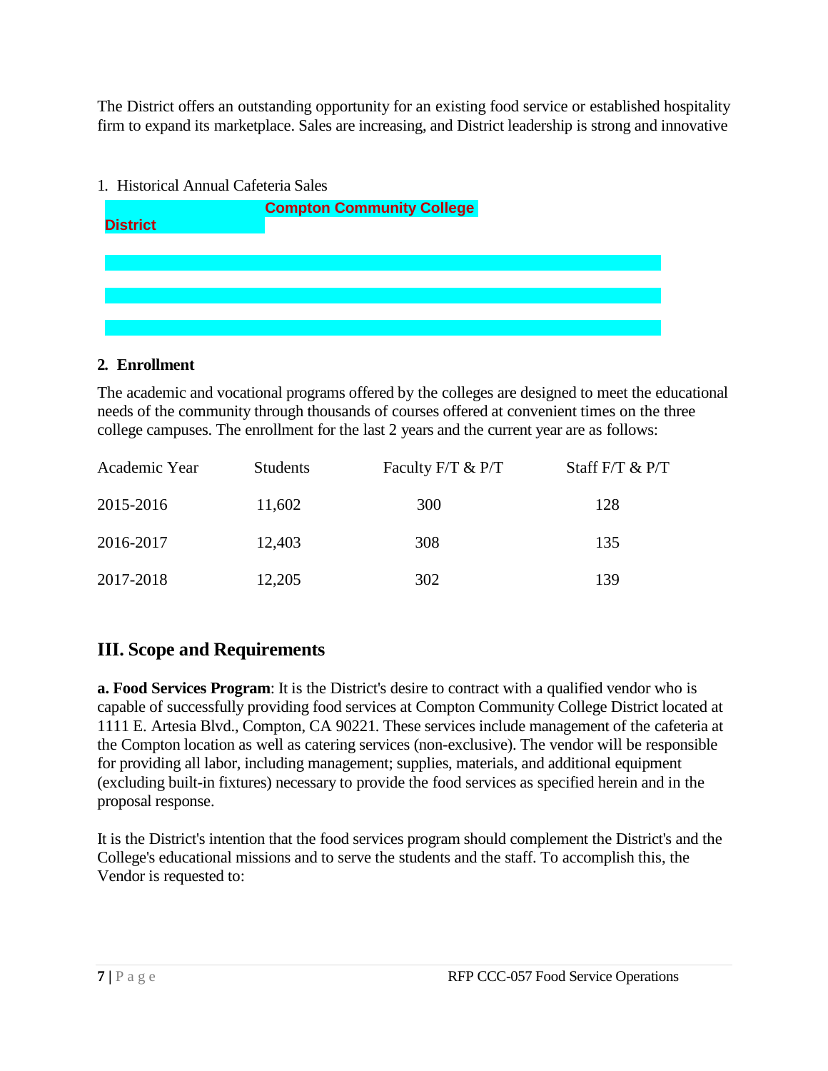The District offers an outstanding opportunity for an existing food service or established hospitality firm to expand its marketplace. Sales are increasing, and District leadership is strong and innovative

1. Historical Annual Cafeteria Sales

**Compton Community College District**

2. **Enrollment**

The academic and vocational programs offered by the colleges are designed to meet the educational needs of the community through thousands of courses offered at convenient times on the three college campuses. The enrollment for the last 2 years and the current year are as follows:

| Academic Year | Students | Faculty F/T & P/T | Staff F/T & P/T |
|---|---|---|---|
| 2015-2016 | 11,602 | 300 | 128 |
| 2016-2017 | 12,403 | 308 | 135 |
| 2017-2018 | 12,205 | 302 | 139 |

## III. Scope and Requirements

**a. Food Services Program**: It is the District's desire to contract with a qualified vendor who is capable of successfully providing food services at Compton Community College District located at 1111 E. Artesia Blvd., Compton, CA 90221. These services include management of the cafeteria at the Compton location as well as catering services (non-exclusive). The vendor will be responsible for providing all labor, including management; supplies, materials, and additional equipment (excluding built-in fixtures) necessary to provide the food services as specified herein and in the proposal response.

It is the District's intention that the food services program should complement the District's and the College's educational missions and to serve the students and the staff. To accomplish this, the Vendor is requested to: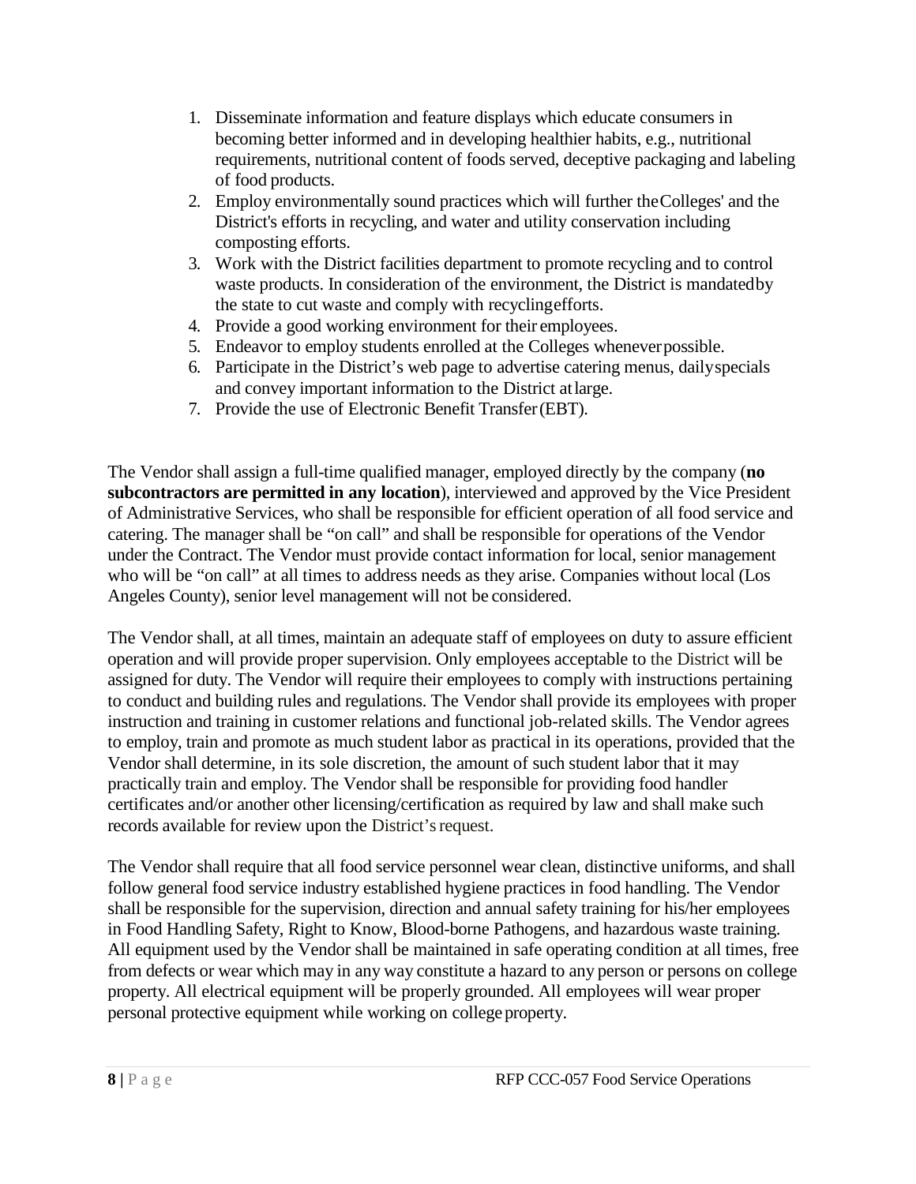1. Disseminate information and feature displays which educate consumers in becoming better informed and in developing healthier habits, e.g., nutritional requirements, nutritional content of foods served, deceptive packaging and labeling of food products.
2. Employ environmentally sound practices which will further the Colleges' and the District's efforts in recycling, and water and utility conservation including composting efforts.
3. Work with the District facilities department to promote recycling and to control waste products. In consideration of the environment, the District is mandated by the state to cut waste and comply with recycling efforts.
4. Provide a good working environment for their employees.
5. Endeavor to employ students enrolled at the Colleges whenever possible.
6. Participate in the District's web page to advertise catering menus, daily specials and convey important information to the District at large.
7. Provide the use of Electronic Benefit Transfer (EBT).

The Vendor shall assign a full-time qualified manager, employed directly by the company (**no subcontractors are permitted in any location**), interviewed and approved by the Vice President of Administrative Services, who shall be responsible for efficient operation of all food service and catering. The manager shall be "on call" and shall be responsible for operations of the Vendor under the Contract. The Vendor must provide contact information for local, senior management who will be "on call" at all times to address needs as they arise. Companies without local (Los Angeles County), senior level management will not be considered.

The Vendor shall, at all times, maintain an adequate staff of employees on duty to assure efficient operation and will provide proper supervision. Only employees acceptable to the District will be assigned for duty. The Vendor will require their employees to comply with instructions pertaining to conduct and building rules and regulations. The Vendor shall provide its employees with proper instruction and training in customer relations and functional job-related skills. The Vendor agrees to employ, train and promote as much student labor as practical in its operations, provided that the Vendor shall determine, in its sole discretion, the amount of such student labor that it may practically train and employ. The Vendor shall be responsible for providing food handler certificates and/or another other licensing/certification as required by law and shall make such records available for review upon the District's request.

The Vendor shall require that all food service personnel wear clean, distinctive uniforms, and shall follow general food service industry established hygiene practices in food handling. The Vendor shall be responsible for the supervision, direction and annual safety training for his/her employees in Food Handling Safety, Right to Know, Blood-borne Pathogens, and hazardous waste training. All equipment used by the Vendor shall be maintained in safe operating condition at all times, free from defects or wear which may in any way constitute a hazard to any person or persons on college property. All electrical equipment will be properly grounded. All employees will wear proper personal protective equipment while working on college property.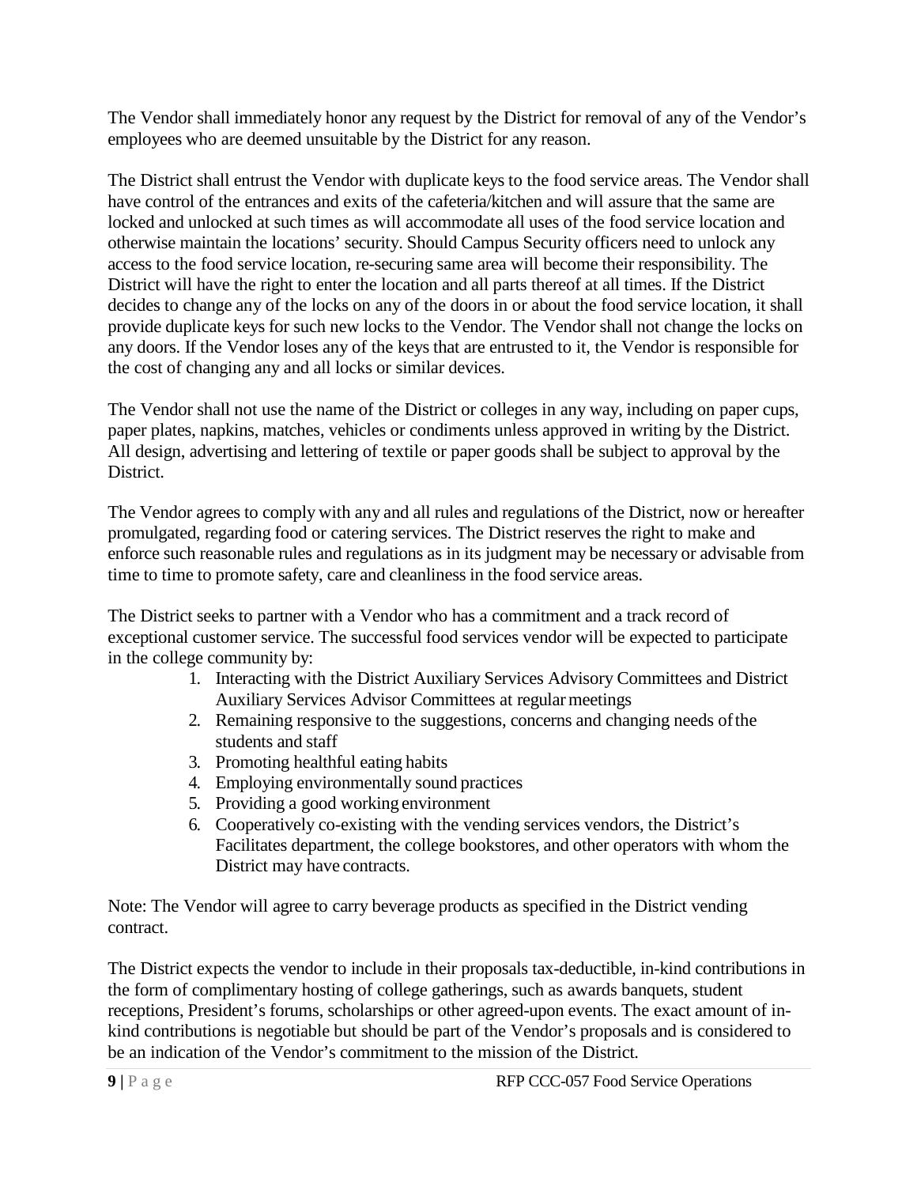The Vendor shall immediately honor any request by the District for removal of any of the Vendor's employees who are deemed unsuitable by the District for any reason.

The District shall entrust the Vendor with duplicate keys to the food service areas. The Vendor shall have control of the entrances and exits of the cafeteria/kitchen and will assure that the same are locked and unlocked at such times as will accommodate all uses of the food service location and otherwise maintain the locations' security. Should Campus Security officers need to unlock any access to the food service location, re-securing same area will become their responsibility. The District will have the right to enter the location and all parts thereof at all times. If the District decides to change any of the locks on any of the doors in or about the food service location, it shall provide duplicate keys for such new locks to the Vendor. The Vendor shall not change the locks on any doors. If the Vendor loses any of the keys that are entrusted to it, the Vendor is responsible for the cost of changing any and all locks or similar devices.

The Vendor shall not use the name of the District or colleges in any way, including on paper cups, paper plates, napkins, matches, vehicles or condiments unless approved in writing by the District. All design, advertising and lettering of textile or paper goods shall be subject to approval by the District.

The Vendor agrees to comply with any and all rules and regulations of the District, now or hereafter promulgated, regarding food or catering services. The District reserves the right to make and enforce such reasonable rules and regulations as in its judgment may be necessary or advisable from time to time to promote safety, care and cleanliness in the food service areas.

The District seeks to partner with a Vendor who has a commitment and a track record of exceptional customer service. The successful food services vendor will be expected to participate in the college community by:

1. Interacting with the District Auxiliary Services Advisory Committees and District Auxiliary Services Advisor Committees at regular meetings
2. Remaining responsive to the suggestions, concerns and changing needs of the students and staff
3. Promoting healthful eating habits
4. Employing environmentally sound practices
5. Providing a good working environment
6. Cooperatively co-existing with the vending services vendors, the District's Facilitates department, the college bookstores, and other operators with whom the District may have contracts.

Note: The Vendor will agree to carry beverage products as specified in the District vending contract.

The District expects the vendor to include in their proposals tax-deductible, in-kind contributions in the form of complimentary hosting of college gatherings, such as awards banquets, student receptions, President's forums, scholarships or other agreed-upon events. The exact amount of in-kind contributions is negotiable but should be part of the Vendor's proposals and is considered to be an indication of the Vendor's commitment to the mission of the District.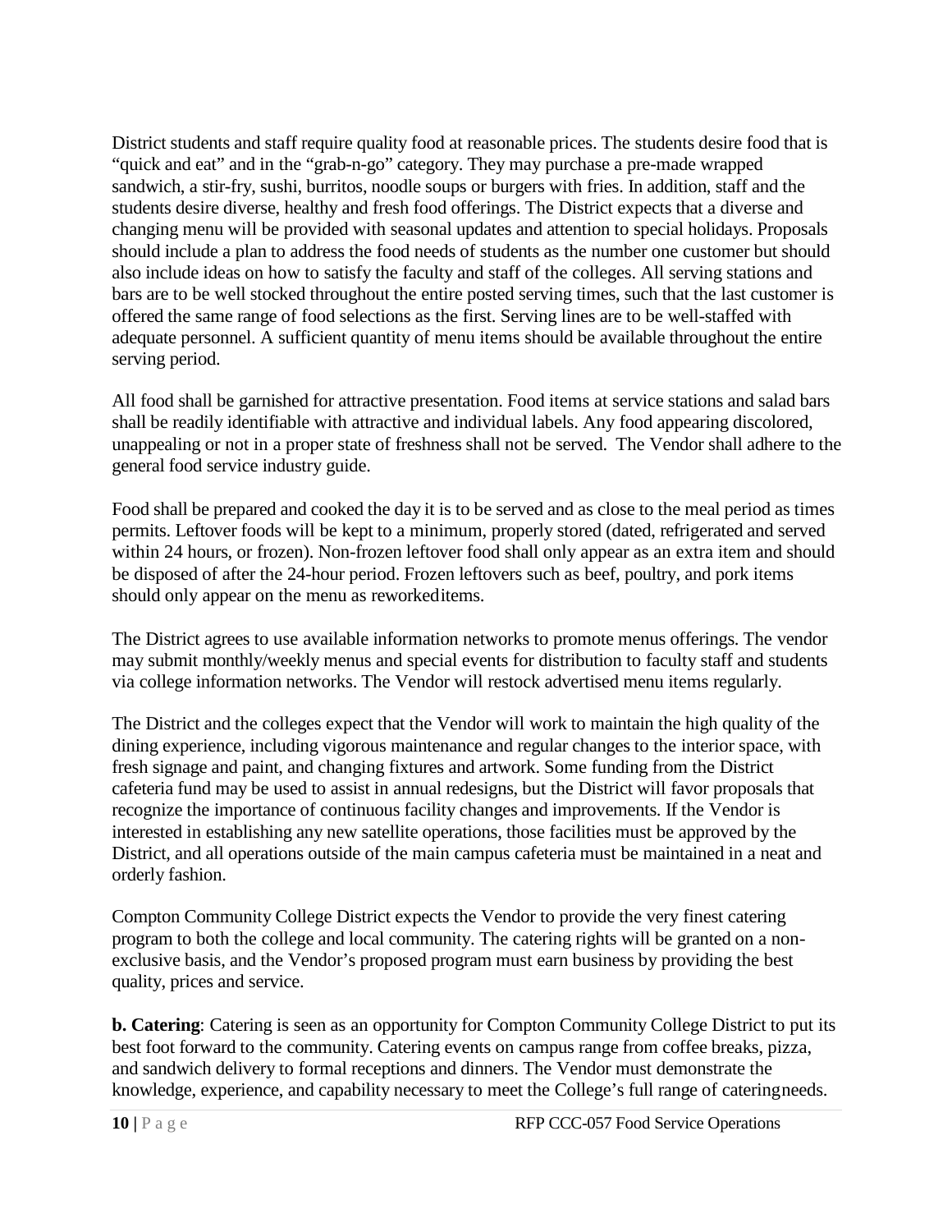District students and staff require quality food at reasonable prices. The students desire food that is "quick and eat" and in the "grab-n-go" category. They may purchase a pre-made wrapped sandwich, a stir-fry, sushi, burritos, noodle soups or burgers with fries. In addition, staff and the students desire diverse, healthy and fresh food offerings. The District expects that a diverse and changing menu will be provided with seasonal updates and attention to special holidays. Proposals should include a plan to address the food needs of students as the number one customer but should also include ideas on how to satisfy the faculty and staff of the colleges. All serving stations and bars are to be well stocked throughout the entire posted serving times, such that the last customer is offered the same range of food selections as the first. Serving lines are to be well-staffed with adequate personnel. A sufficient quantity of menu items should be available throughout the entire serving period.

All food shall be garnished for attractive presentation. Food items at service stations and salad bars shall be readily identifiable with attractive and individual labels. Any food appearing discolored, unappealing or not in a proper state of freshness shall not be served. The Vendor shall adhere to the general food service industry guide.

Food shall be prepared and cooked the day it is to be served and as close to the meal period as times permits. Leftover foods will be kept to a minimum, properly stored (dated, refrigerated and served within 24 hours, or frozen). Non-frozen leftover food shall only appear as an extra item and should be disposed of after the 24-hour period. Frozen leftovers such as beef, poultry, and pork items should only appear on the menu as reworkeditems.

The District agrees to use available information networks to promote menus offerings. The vendor may submit monthly/weekly menus and special events for distribution to faculty staff and students via college information networks. The Vendor will restock advertised menu items regularly.

The District and the colleges expect that the Vendor will work to maintain the high quality of the dining experience, including vigorous maintenance and regular changes to the interior space, with fresh signage and paint, and changing fixtures and artwork. Some funding from the District cafeteria fund may be used to assist in annual redesigns, but the District will favor proposals that recognize the importance of continuous facility changes and improvements. If the Vendor is interested in establishing any new satellite operations, those facilities must be approved by the District, and all operations outside of the main campus cafeteria must be maintained in a neat and orderly fashion.

Compton Community College District expects the Vendor to provide the very finest catering program to both the college and local community. The catering rights will be granted on a non-exclusive basis, and the Vendor's proposed program must earn business by providing the best quality, prices and service.

**b. Catering**: Catering is seen as an opportunity for Compton Community College District to put its best foot forward to the community. Catering events on campus range from coffee breaks, pizza, and sandwich delivery to formal receptions and dinners. The Vendor must demonstrate the knowledge, experience, and capability necessary to meet the College's full range of cateringneeds.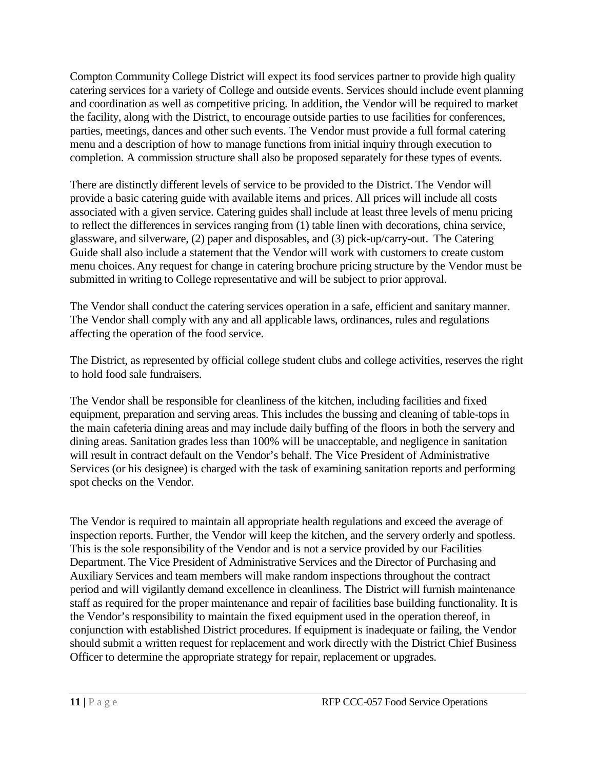Compton Community College District will expect its food services partner to provide high quality catering services for a variety of College and outside events. Services should include event planning and coordination as well as competitive pricing. In addition, the Vendor will be required to market the facility, along with the District, to encourage outside parties to use facilities for conferences, parties, meetings, dances and other such events. The Vendor must provide a full formal catering menu and a description of how to manage functions from initial inquiry through execution to completion. A commission structure shall also be proposed separately for these types of events.

There are distinctly different levels of service to be provided to the District. The Vendor will provide a basic catering guide with available items and prices. All prices will include all costs associated with a given service. Catering guides shall include at least three levels of menu pricing to reflect the differences in services ranging from (1) table linen with decorations, china service, glassware, and silverware, (2) paper and disposables, and (3) pick-up/carry-out. The Catering Guide shall also include a statement that the Vendor will work with customers to create custom menu choices. Any request for change in catering brochure pricing structure by the Vendor must be submitted in writing to College representative and will be subject to prior approval.

The Vendor shall conduct the catering services operation in a safe, efficient and sanitary manner. The Vendor shall comply with any and all applicable laws, ordinances, rules and regulations affecting the operation of the food service.

The District, as represented by official college student clubs and college activities, reserves the right to hold food sale fundraisers.

The Vendor shall be responsible for cleanliness of the kitchen, including facilities and fixed equipment, preparation and serving areas. This includes the bussing and cleaning of table-tops in the main cafeteria dining areas and may include daily buffing of the floors in both the servery and dining areas. Sanitation grades less than 100% will be unacceptable, and negligence in sanitation will result in contract default on the Vendor's behalf. The Vice President of Administrative Services (or his designee) is charged with the task of examining sanitation reports and performing spot checks on the Vendor.

The Vendor is required to maintain all appropriate health regulations and exceed the average of inspection reports. Further, the Vendor will keep the kitchen, and the servery orderly and spotless. This is the sole responsibility of the Vendor and is not a service provided by our Facilities Department. The Vice President of Administrative Services and the Director of Purchasing and Auxiliary Services and team members will make random inspections throughout the contract period and will vigilantly demand excellence in cleanliness. The District will furnish maintenance staff as required for the proper maintenance and repair of facilities base building functionality. It is the Vendor's responsibility to maintain the fixed equipment used in the operation thereof, in conjunction with established District procedures. If equipment is inadequate or failing, the Vendor should submit a written request for replacement and work directly with the District Chief Business Officer to determine the appropriate strategy for repair, replacement or upgrades.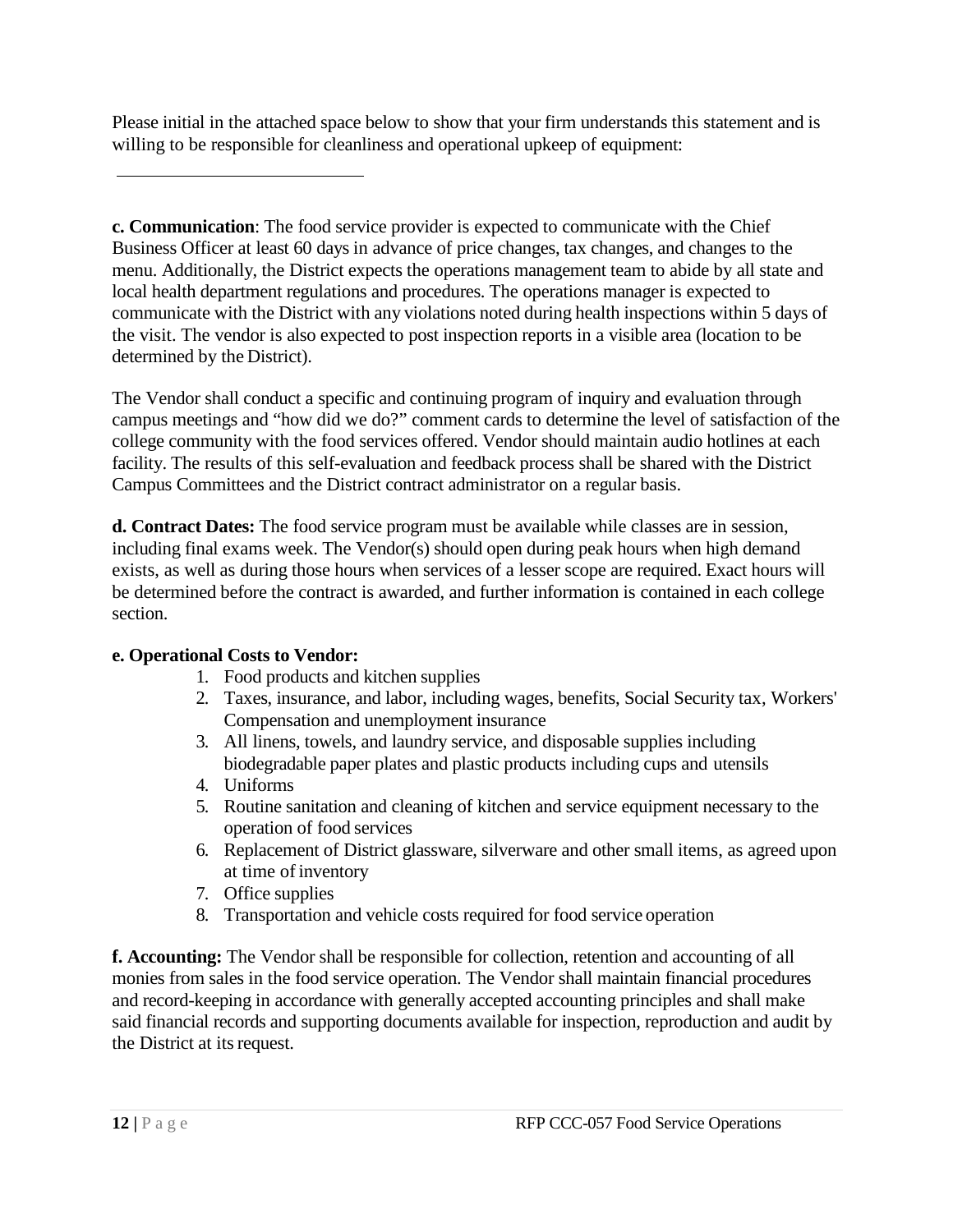Please initial in the attached space below to show that your firm understands this statement and is willing to be responsible for cleanliness and operational upkeep of equipment:

\_\_\_\_\_\_\_\_\_\_\_\_\_\_\_\_\_\_\_\_\_\_\_\_\_\_\_\_\_\_

**c. Communication**: The food service provider is expected to communicate with the Chief Business Officer at least 60 days in advance of price changes, tax changes, and changes to the menu. Additionally, the District expects the operations management team to abide by all state and local health department regulations and procedures. The operations manager is expected to communicate with the District with any violations noted during health inspections within 5 days of the visit. The vendor is also expected to post inspection reports in a visible area (location to be determined by the District).

The Vendor shall conduct a specific and continuing program of inquiry and evaluation through campus meetings and "how did we do?" comment cards to determine the level of satisfaction of the college community with the food services offered. Vendor should maintain audio hotlines at each facility. The results of this self-evaluation and feedback process shall be shared with the District Campus Committees and the District contract administrator on a regular basis.

**d. Contract Dates:** The food service program must be available while classes are in session, including final exams week. The Vendor(s) should open during peak hours when high demand exists, as well as during those hours when services of a lesser scope are required. Exact hours will be determined before the contract is awarded, and further information is contained in each college section.

**e. Operational Costs to Vendor:**

1. Food products and kitchen supplies
2. Taxes, insurance, and labor, including wages, benefits, Social Security tax, Workers' Compensation and unemployment insurance
3. All linens, towels, and laundry service, and disposable supplies including biodegradable paper plates and plastic products including cups and utensils
4. Uniforms
5. Routine sanitation and cleaning of kitchen and service equipment necessary to the operation of food services
6. Replacement of District glassware, silverware and other small items, as agreed upon at time of inventory
7. Office supplies
8. Transportation and vehicle costs required for food service operation

**f. Accounting:** The Vendor shall be responsible for collection, retention and accounting of all monies from sales in the food service operation. The Vendor shall maintain financial procedures and record-keeping in accordance with generally accepted accounting principles and shall make said financial records and supporting documents available for inspection, reproduction and audit by the District at its request.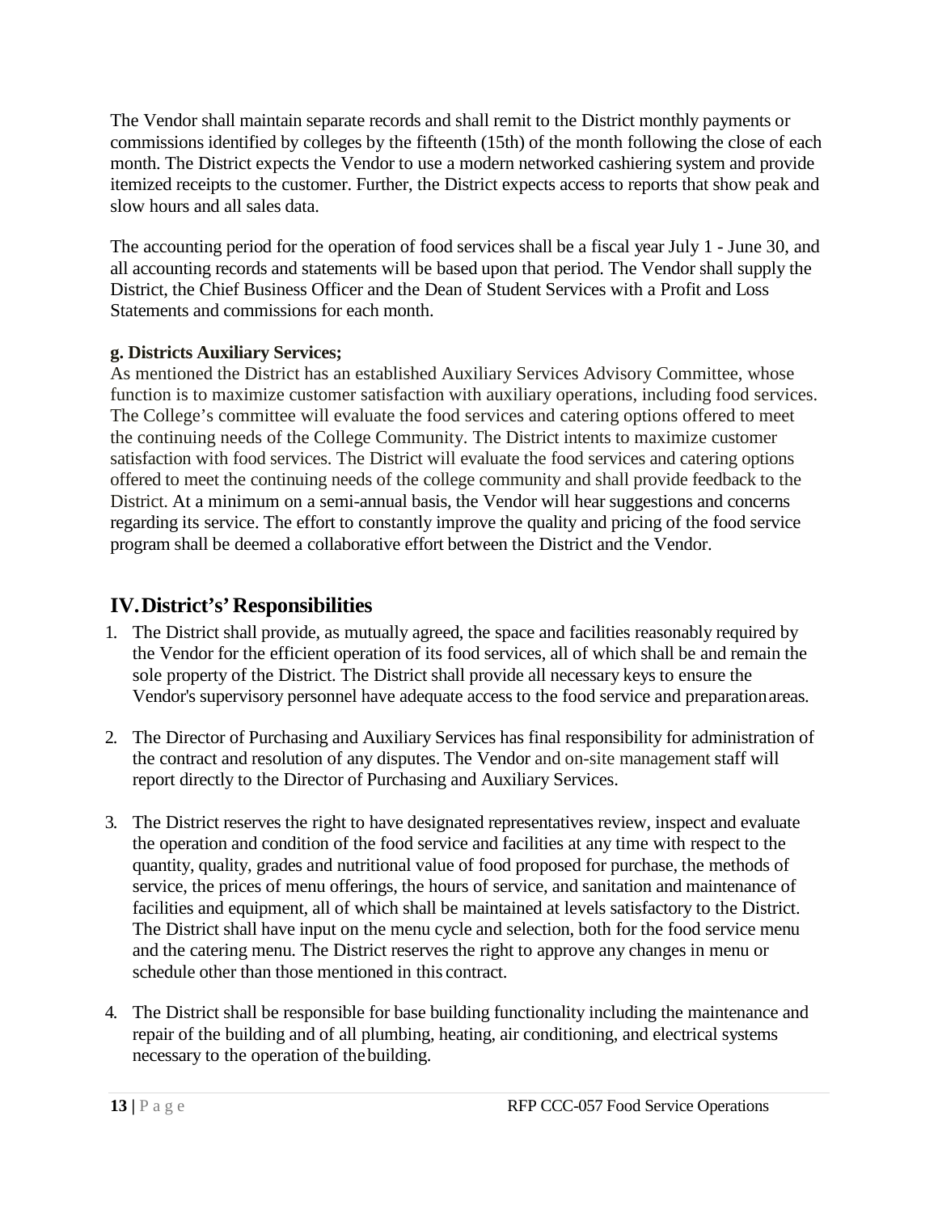The Vendor shall maintain separate records and shall remit to the District monthly payments or commissions identified by colleges by the fifteenth (15th) of the month following the close of each month. The District expects the Vendor to use a modern networked cashiering system and provide itemized receipts to the customer. Further, the District expects access to reports that show peak and slow hours and all sales data.

The accounting period for the operation of food services shall be a fiscal year July 1 - June 30, and all accounting records and statements will be based upon that period. The Vendor shall supply the District, the Chief Business Officer and the Dean of Student Services with a Profit and Loss Statements and commissions for each month.

**g. Districts Auxiliary Services;**

As mentioned the District has an established Auxiliary Services Advisory Committee, whose function is to maximize customer satisfaction with auxiliary operations, including food services. The College's committee will evaluate the food services and catering options offered to meet the continuing needs of the College Community. The District intents to maximize customer satisfaction with food services. The District will evaluate the food services and catering options offered to meet the continuing needs of the college community and shall provide feedback to the District. At a minimum on a semi-annual basis, the Vendor will hear suggestions and concerns regarding its service. The effort to constantly improve the quality and pricing of the food service program shall be deemed a collaborative effort between the District and the Vendor.

## IV. District's' Responsibilities

1. The District shall provide, as mutually agreed, the space and facilities reasonably required by the Vendor for the efficient operation of its food services, all of which shall be and remain the sole property of the District. The District shall provide all necessary keys to ensure the Vendor's supervisory personnel have adequate access to the food service and preparation areas.

2. The Director of Purchasing and Auxiliary Services has final responsibility for administration of the contract and resolution of any disputes. The Vendor and on-site management staff will report directly to the Director of Purchasing and Auxiliary Services.

3. The District reserves the right to have designated representatives review, inspect and evaluate the operation and condition of the food service and facilities at any time with respect to the quantity, quality, grades and nutritional value of food proposed for purchase, the methods of service, the prices of menu offerings, the hours of service, and sanitation and maintenance of facilities and equipment, all of which shall be maintained at levels satisfactory to the District. The District shall have input on the menu cycle and selection, both for the food service menu and the catering menu. The District reserves the right to approve any changes in menu or schedule other than those mentioned in this contract.

4. The District shall be responsible for base building functionality including the maintenance and repair of the building and of all plumbing, heating, air conditioning, and electrical systems necessary to the operation of the building.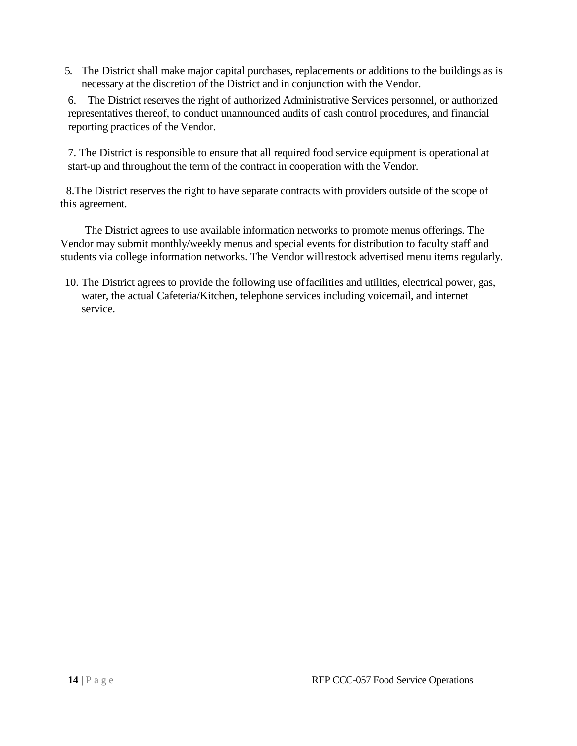5. The District shall make major capital purchases, replacements or additions to the buildings as is necessary at the discretion of the District and in conjunction with the Vendor.

6. The District reserves the right of authorized Administrative Services personnel, or authorized representatives thereof, to conduct unannounced audits of cash control procedures, and financial reporting practices of the Vendor.

7. The District is responsible to ensure that all required food service equipment is operational at start-up and throughout the term of the contract in cooperation with the Vendor.

8. The District reserves the right to have separate contracts with providers outside of the scope of this agreement.

The District agrees to use available information networks to promote menus offerings. The Vendor may submit monthly/weekly menus and special events for distribution to faculty staff and students via college information networks. The Vendor will restock advertised menu items regularly.

10. The District agrees to provide the following use of facilities and utilities, electrical power, gas, water, the actual Cafeteria/Kitchen, telephone services including voicemail, and internet service.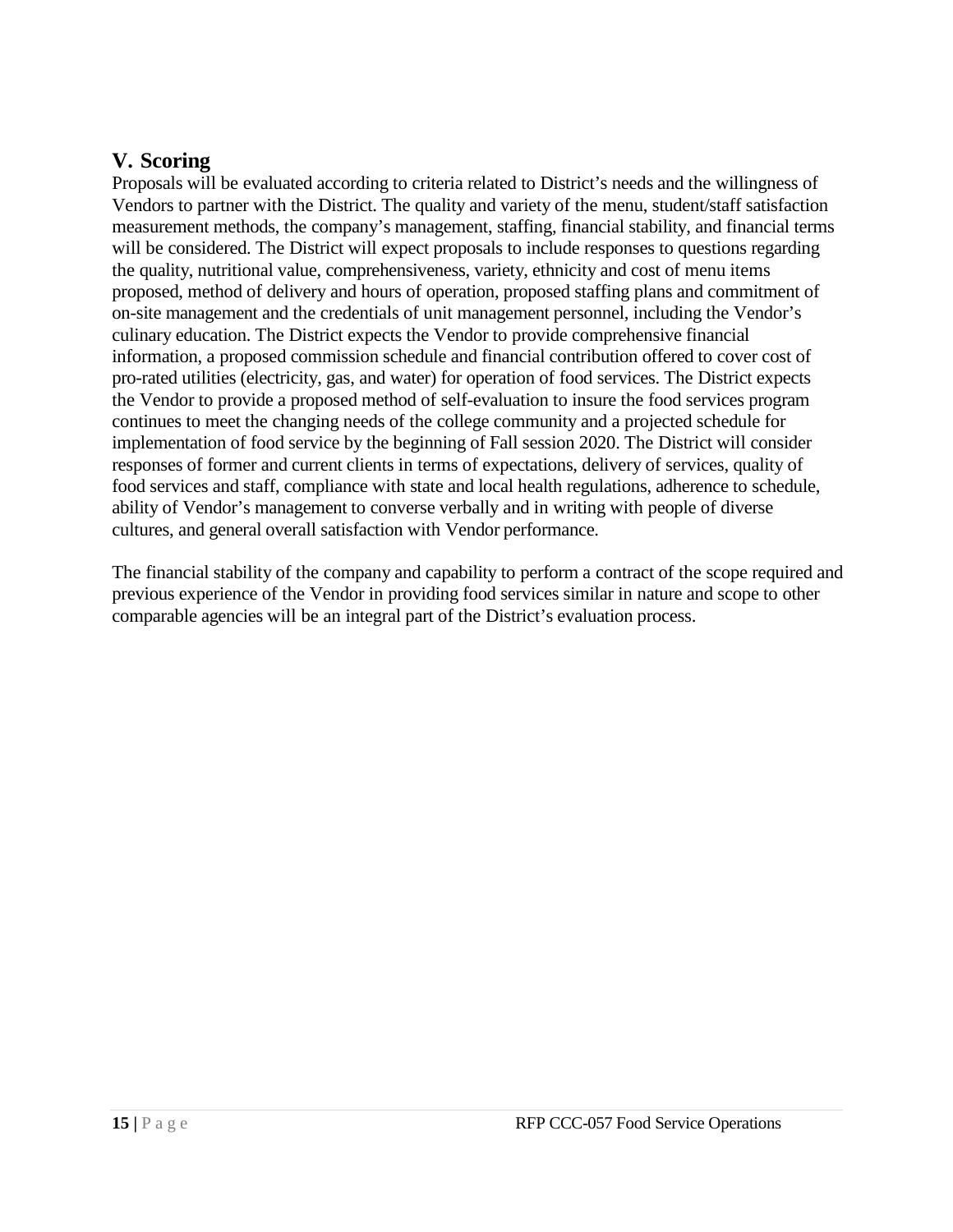## V. Scoring

Proposals will be evaluated according to criteria related to District's needs and the willingness of Vendors to partner with the District. The quality and variety of the menu, student/staff satisfaction measurement methods, the company's management, staffing, financial stability, and financial terms will be considered. The District will expect proposals to include responses to questions regarding the quality, nutritional value, comprehensiveness, variety, ethnicity and cost of menu items proposed, method of delivery and hours of operation, proposed staffing plans and commitment of on-site management and the credentials of unit management personnel, including the Vendor's culinary education. The District expects the Vendor to provide comprehensive financial information, a proposed commission schedule and financial contribution offered to cover cost of pro-rated utilities (electricity, gas, and water) for operation of food services. The District expects the Vendor to provide a proposed method of self-evaluation to insure the food services program continues to meet the changing needs of the college community and a projected schedule for implementation of food service by the beginning of Fall session 2020. The District will consider responses of former and current clients in terms of expectations, delivery of services, quality of food services and staff, compliance with state and local health regulations, adherence to schedule, ability of Vendor's management to converse verbally and in writing with people of diverse cultures, and general overall satisfaction with Vendor performance.

The financial stability of the company and capability to perform a contract of the scope required and previous experience of the Vendor in providing food services similar in nature and scope to other comparable agencies will be an integral part of the District's evaluation process.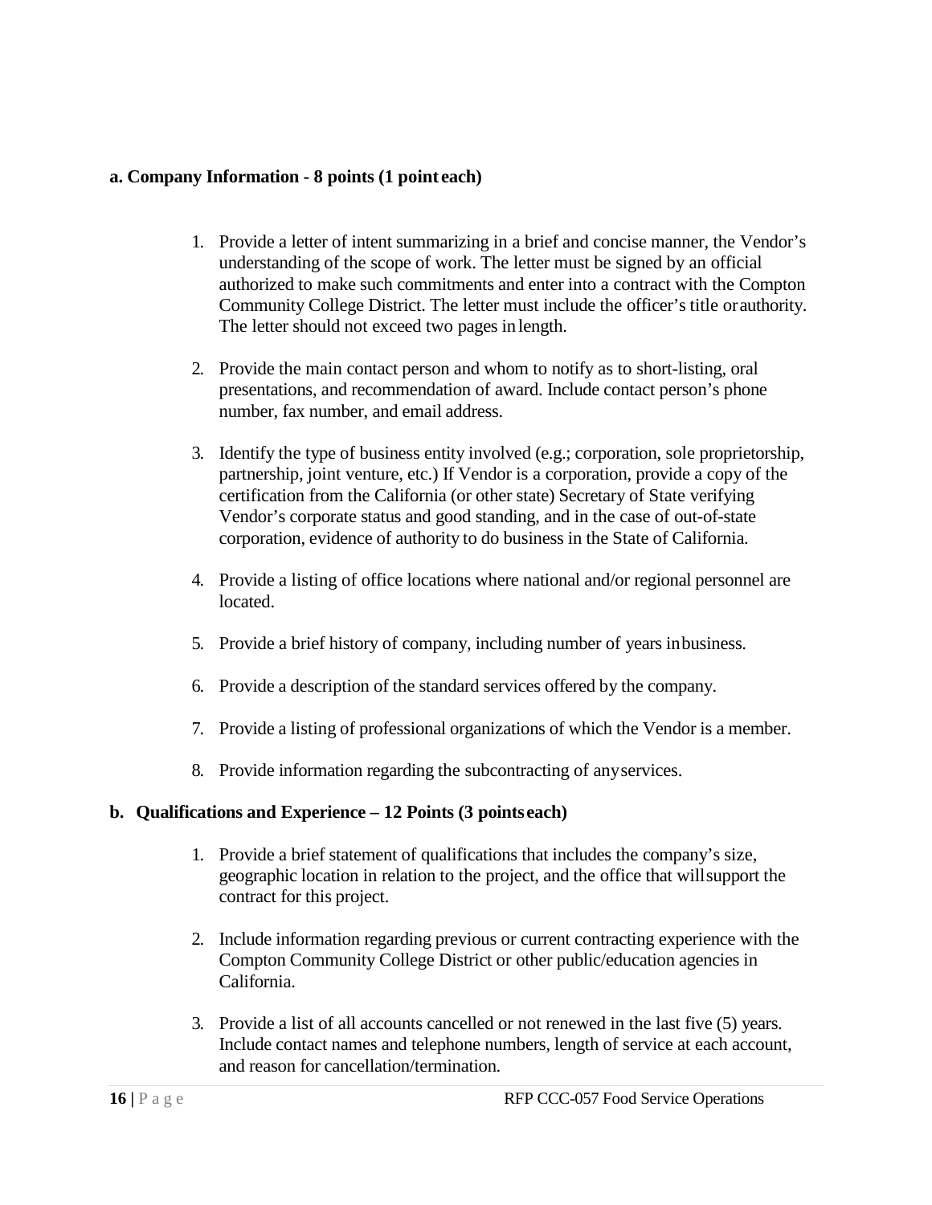**a. Company Information - 8 points (1 point each)**

1. Provide a letter of intent summarizing in a brief and concise manner, the Vendor's understanding of the scope of work. The letter must be signed by an official authorized to make such commitments and enter into a contract with the Compton Community College District. The letter must include the officer's title or authority. The letter should not exceed two pages in length.

2. Provide the main contact person and whom to notify as to short-listing, oral presentations, and recommendation of award. Include contact person's phone number, fax number, and email address.

3. Identify the type of business entity involved (e.g.; corporation, sole proprietorship, partnership, joint venture, etc.) If Vendor is a corporation, provide a copy of the certification from the California (or other state) Secretary of State verifying Vendor's corporate status and good standing, and in the case of out-of-state corporation, evidence of authority to do business in the State of California.

4. Provide a listing of office locations where national and/or regional personnel are located.

5. Provide a brief history of company, including number of years in business.

6. Provide a description of the standard services offered by the company.

7. Provide a listing of professional organizations of which the Vendor is a member.

8. Provide information regarding the subcontracting of any services.

**b. Qualifications and Experience – 12 Points (3 points each)**

1. Provide a brief statement of qualifications that includes the company's size, geographic location in relation to the project, and the office that will support the contract for this project.

2. Include information regarding previous or current contracting experience with the Compton Community College District or other public/education agencies in California.

3. Provide a list of all accounts cancelled or not renewed in the last five (5) years. Include contact names and telephone numbers, length of service at each account, and reason for cancellation/termination.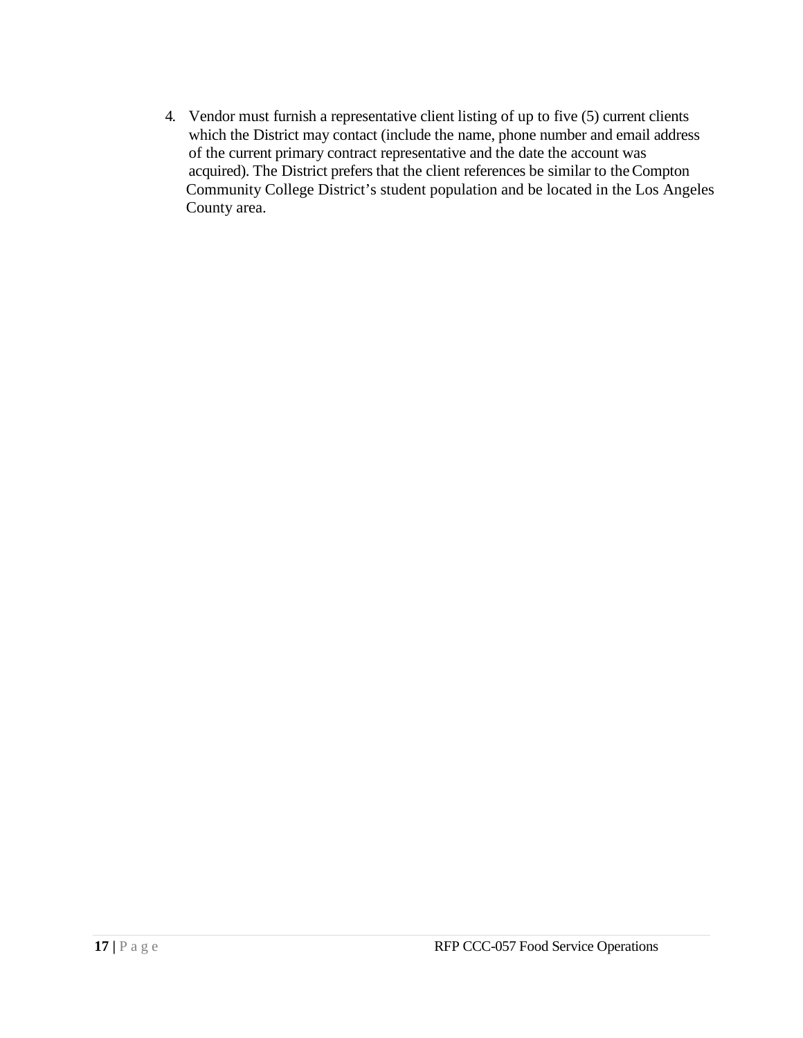4. Vendor must furnish a representative client listing of up to five (5) current clients which the District may contact (include the name, phone number and email address of the current primary contract representative and the date the account was acquired). The District prefers that the client references be similar to the Compton Community College District's student population and be located in the Los Angeles County area.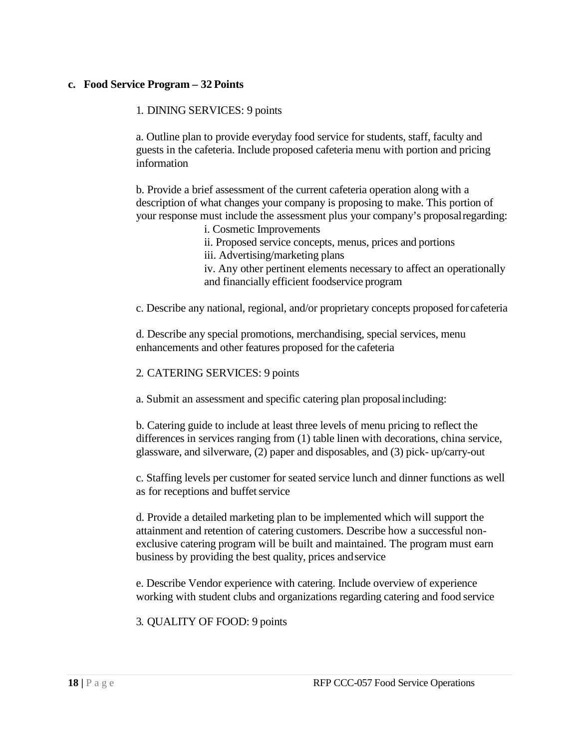**c. Food Service Program – 32 Points**

1. DINING SERVICES: 9 points

a. Outline plan to provide everyday food service for students, staff, faculty and guests in the cafeteria. Include proposed cafeteria menu with portion and pricing information

b. Provide a brief assessment of the current cafeteria operation along with a description of what changes your company is proposing to make. This portion of your response must include the assessment plus your company's proposal regarding:

i. Cosmetic Improvements
ii. Proposed service concepts, menus, prices and portions
iii. Advertising/marketing plans
iv. Any other pertinent elements necessary to affect an operationally and financially efficient foodservice program

c. Describe any national, regional, and/or proprietary concepts proposed for cafeteria

d. Describe any special promotions, merchandising, special services, menu enhancements and other features proposed for the cafeteria

2. CATERING SERVICES: 9 points

a. Submit an assessment and specific catering plan proposal including:

b. Catering guide to include at least three levels of menu pricing to reflect the differences in services ranging from (1) table linen with decorations, china service, glassware, and silverware, (2) paper and disposables, and (3) pick- up/carry-out

c. Staffing levels per customer for seated service lunch and dinner functions as well as for receptions and buffet service

d. Provide a detailed marketing plan to be implemented which will support the attainment and retention of catering customers. Describe how a successful non-exclusive catering program will be built and maintained. The program must earn business by providing the best quality, prices and service

e. Describe Vendor experience with catering. Include overview of experience working with student clubs and organizations regarding catering and food service

3. QUALITY OF FOOD: 9 points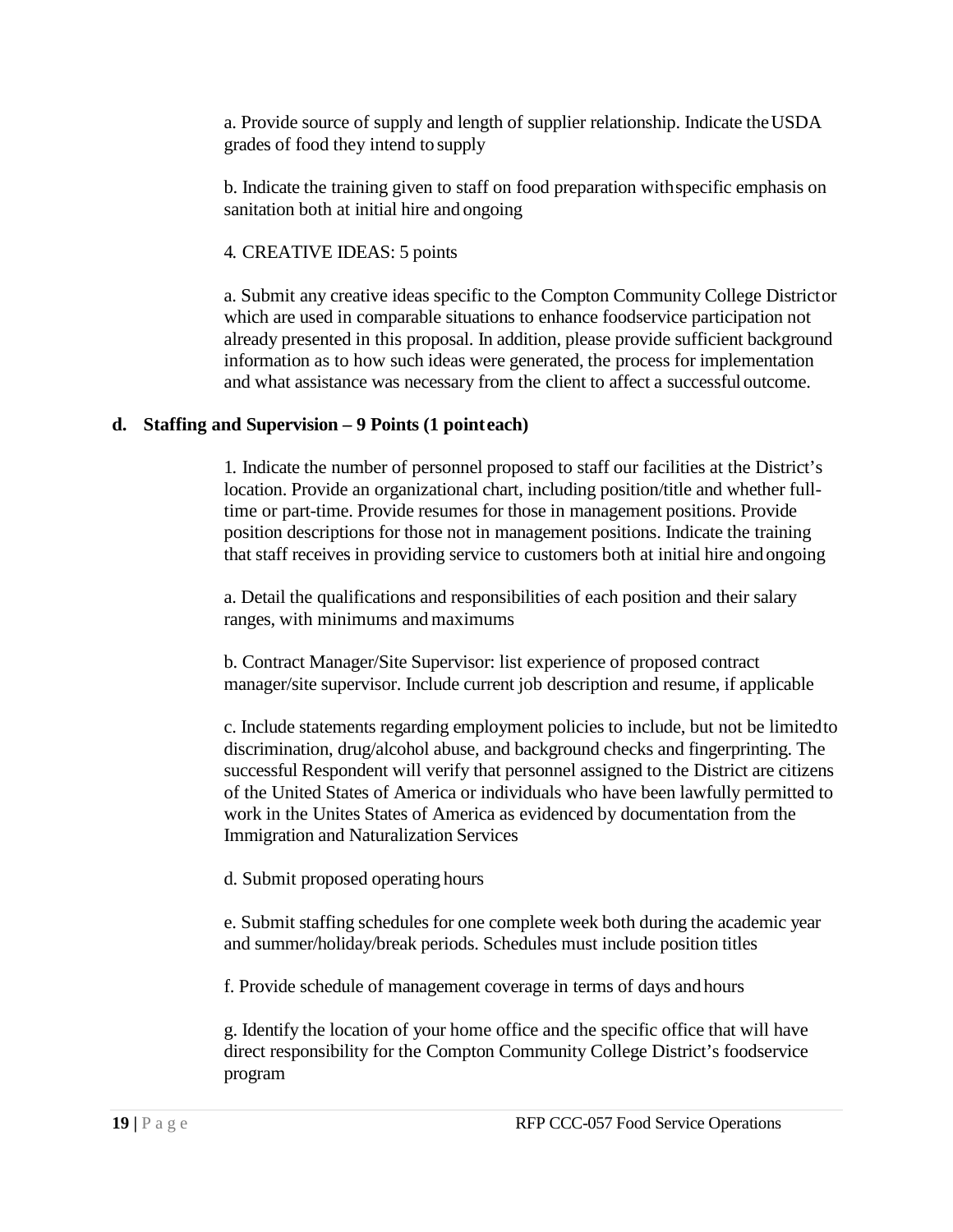a. Provide source of supply and length of supplier relationship. Indicate the USDA grades of food they intend to supply

b. Indicate the training given to staff on food preparation with specific emphasis on sanitation both at initial hire and ongoing

4. CREATIVE IDEAS: 5 points

a. Submit any creative ideas specific to the Compton Community College District or which are used in comparable situations to enhance foodservice participation not already presented in this proposal. In addition, please provide sufficient background information as to how such ideas were generated, the process for implementation and what assistance was necessary from the client to affect a successful outcome.

**d. Staffing and Supervision – 9 Points (1 point each)**

1. Indicate the number of personnel proposed to staff our facilities at the District's location. Provide an organizational chart, including position/title and whether full-time or part-time. Provide resumes for those in management positions. Provide position descriptions for those not in management positions. Indicate the training that staff receives in providing service to customers both at initial hire and ongoing

a. Detail the qualifications and responsibilities of each position and their salary ranges, with minimums and maximums

b. Contract Manager/Site Supervisor: list experience of proposed contract manager/site supervisor. Include current job description and resume, if applicable

c. Include statements regarding employment policies to include, but not be limited to discrimination, drug/alcohol abuse, and background checks and fingerprinting. The successful Respondent will verify that personnel assigned to the District are citizens of the United States of America or individuals who have been lawfully permitted to work in the Unites States of America as evidenced by documentation from the Immigration and Naturalization Services

d. Submit proposed operating hours

e. Submit staffing schedules for one complete week both during the academic year and summer/holiday/break periods. Schedules must include position titles

f. Provide schedule of management coverage in terms of days and hours

g. Identify the location of your home office and the specific office that will have direct responsibility for the Compton Community College District's foodservice program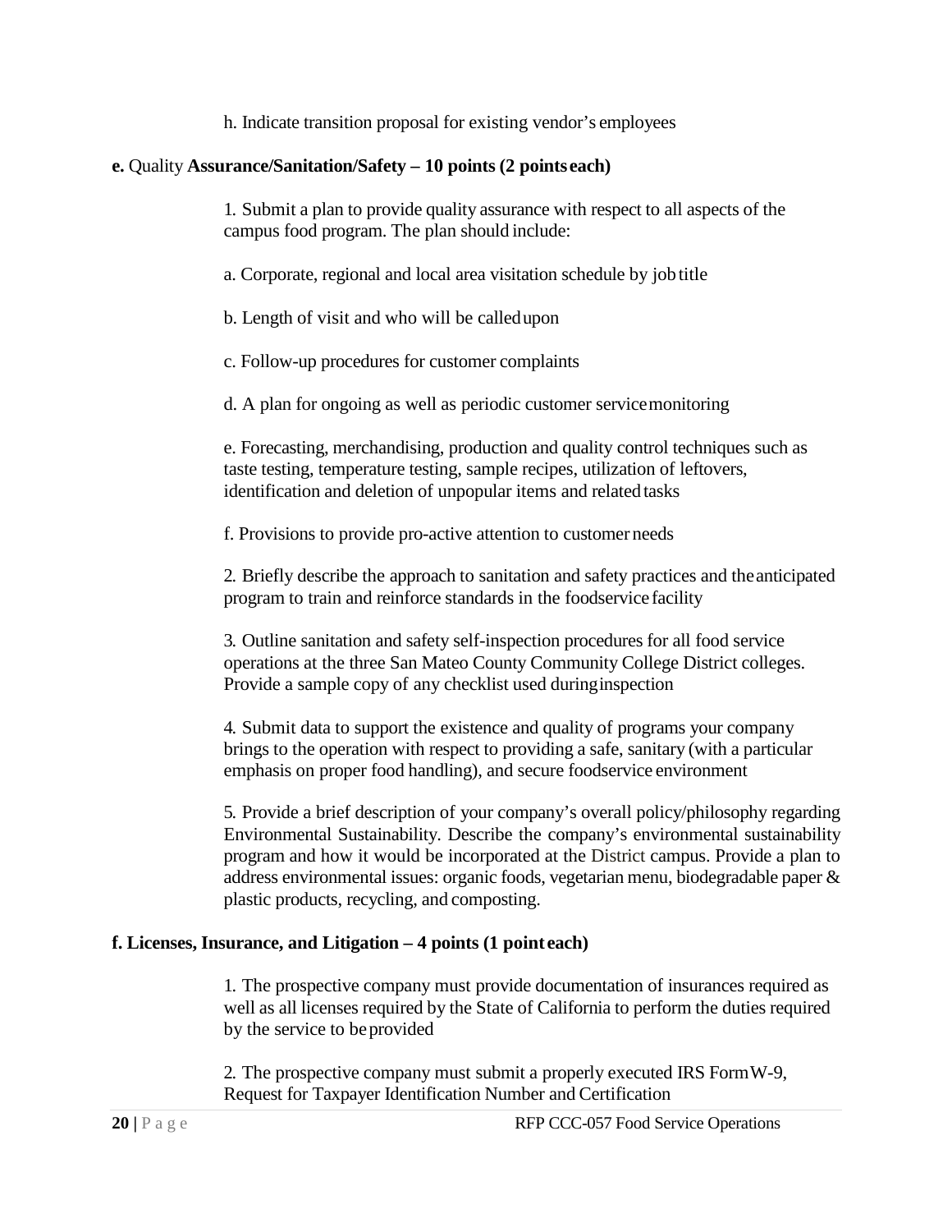h. Indicate transition proposal for existing vendor's employees

**e.** Quality **Assurance/Sanitation/Safety – 10 points (2 points each)**

1. Submit a plan to provide quality assurance with respect to all aspects of the campus food program. The plan should include:

a. Corporate, regional and local area visitation schedule by job title

b. Length of visit and who will be called upon

c. Follow-up procedures for customer complaints

d. A plan for ongoing as well as periodic customer service monitoring

e. Forecasting, merchandising, production and quality control techniques such as taste testing, temperature testing, sample recipes, utilization of leftovers, identification and deletion of unpopular items and related tasks

f. Provisions to provide pro-active attention to customer needs

2. Briefly describe the approach to sanitation and safety practices and the anticipated program to train and reinforce standards in the foodservice facility

3. Outline sanitation and safety self-inspection procedures for all food service operations at the three San Mateo County Community College District colleges. Provide a sample copy of any checklist used during inspection

4. Submit data to support the existence and quality of programs your company brings to the operation with respect to providing a safe, sanitary (with a particular emphasis on proper food handling), and secure foodservice environment

5. Provide a brief description of your company's overall policy/philosophy regarding Environmental Sustainability. Describe the company's environmental sustainability program and how it would be incorporated at the District campus. Provide a plan to address environmental issues: organic foods, vegetarian menu, biodegradable paper & plastic products, recycling, and composting.

**f. Licenses, Insurance, and Litigation – 4 points (1 point each)**

1. The prospective company must provide documentation of insurances required as well as all licenses required by the State of California to perform the duties required by the service to be provided

2. The prospective company must submit a properly executed IRS Form W-9, Request for Taxpayer Identification Number and Certification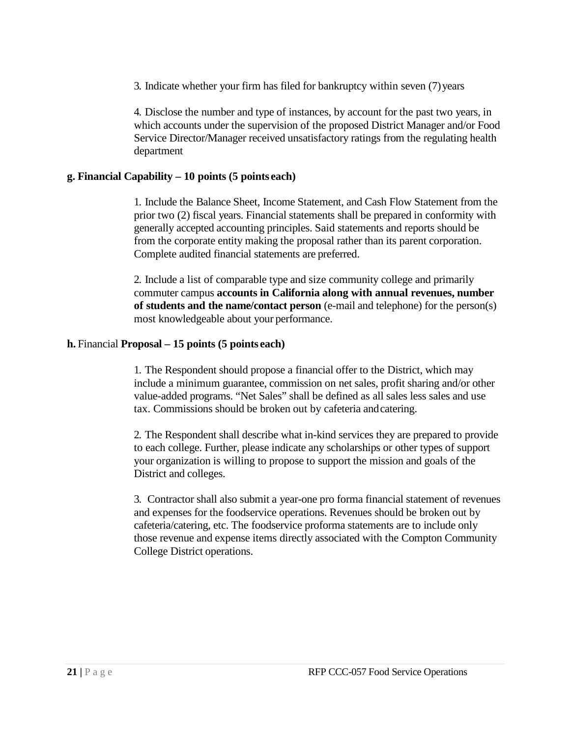3. Indicate whether your firm has filed for bankruptcy within seven (7) years

4. Disclose the number and type of instances, by account for the past two years, in which accounts under the supervision of the proposed District Manager and/or Food Service Director/Manager received unsatisfactory ratings from the regulating health department

**g. Financial Capability – 10 points (5 points each)**

1. Include the Balance Sheet, Income Statement, and Cash Flow Statement from the prior two (2) fiscal years. Financial statements shall be prepared in conformity with generally accepted accounting principles. Said statements and reports should be from the corporate entity making the proposal rather than its parent corporation. Complete audited financial statements are preferred.

2. Include a list of comparable type and size community college and primarily commuter campus **accounts in California along with annual revenues, number of students and the name/contact person** (e-mail and telephone) for the person(s) most knowledgeable about your performance.

**h.** Financial **Proposal – 15 points (5 points each)**

1. The Respondent should propose a financial offer to the District, which may include a minimum guarantee, commission on net sales, profit sharing and/or other value-added programs. "Net Sales" shall be defined as all sales less sales and use tax. Commissions should be broken out by cafeteria and catering.

2. The Respondent shall describe what in-kind services they are prepared to provide to each college. Further, please indicate any scholarships or other types of support your organization is willing to propose to support the mission and goals of the District and colleges.

3. Contractor shall also submit a year-one pro forma financial statement of revenues and expenses for the foodservice operations. Revenues should be broken out by cafeteria/catering, etc. The foodservice proforma statements are to include only those revenue and expense items directly associated with the Compton Community College District operations.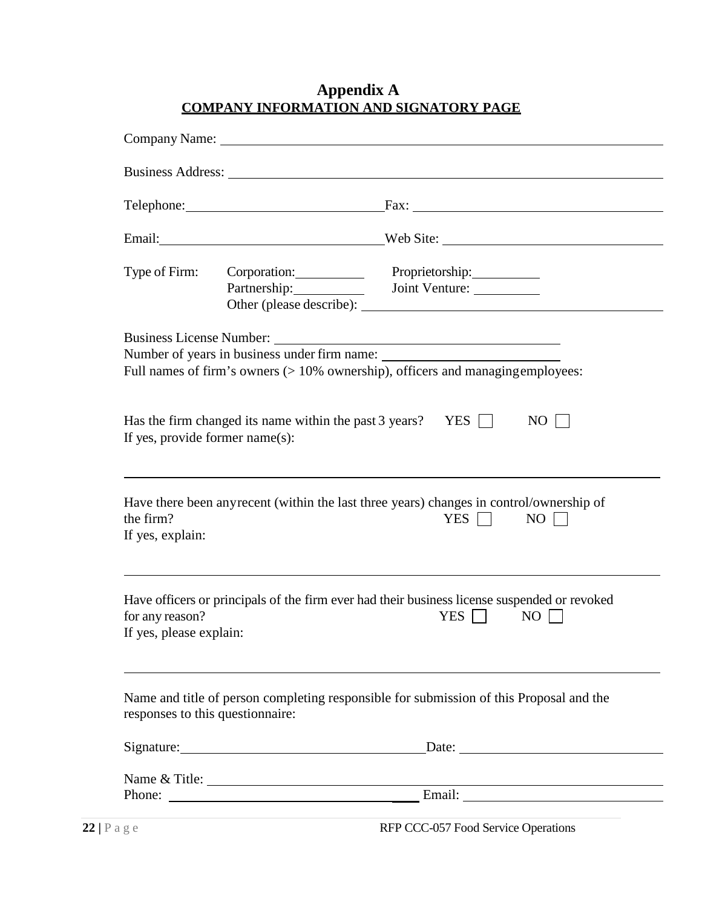# Appendix A

## COMPANY INFORMATION AND SIGNATORY PAGE

Company Name: ______________________________________________

Business Address: ______________________________________________

Telephone: ______________________ Fax: ______________________

Email: ______________________ Web Site: ______________________

Type of Firm: Corporation: __________ Proprietorship: __________
Partnership: __________ Joint Venture: __________
Other (please describe): ______________________________

Business License Number: ______________________________
Number of years in business under firm name: ______________________
Full names of firm's owners (> 10% ownership), officers and managing employees:

Has the firm changed its name within the past 3 years? YES ☐ NO ☐
If yes, provide former name(s):

______________________________________________

Have there been any recent (within the last three years) changes in control/ownership of the firm? YES ☐ NO ☐
If yes, explain:

______________________________________________

Have officers or principals of the firm ever had their business license suspended or revoked for any reason? YES ☐ NO ☐
If yes, please explain:

______________________________________________

Name and title of person completing responsible for submission of this Proposal and the responses to this questionnaire:

Signature: ______________________ Date: ______________________

Name & Title: ______________________________________________
Phone: ______________________ Email: ______________________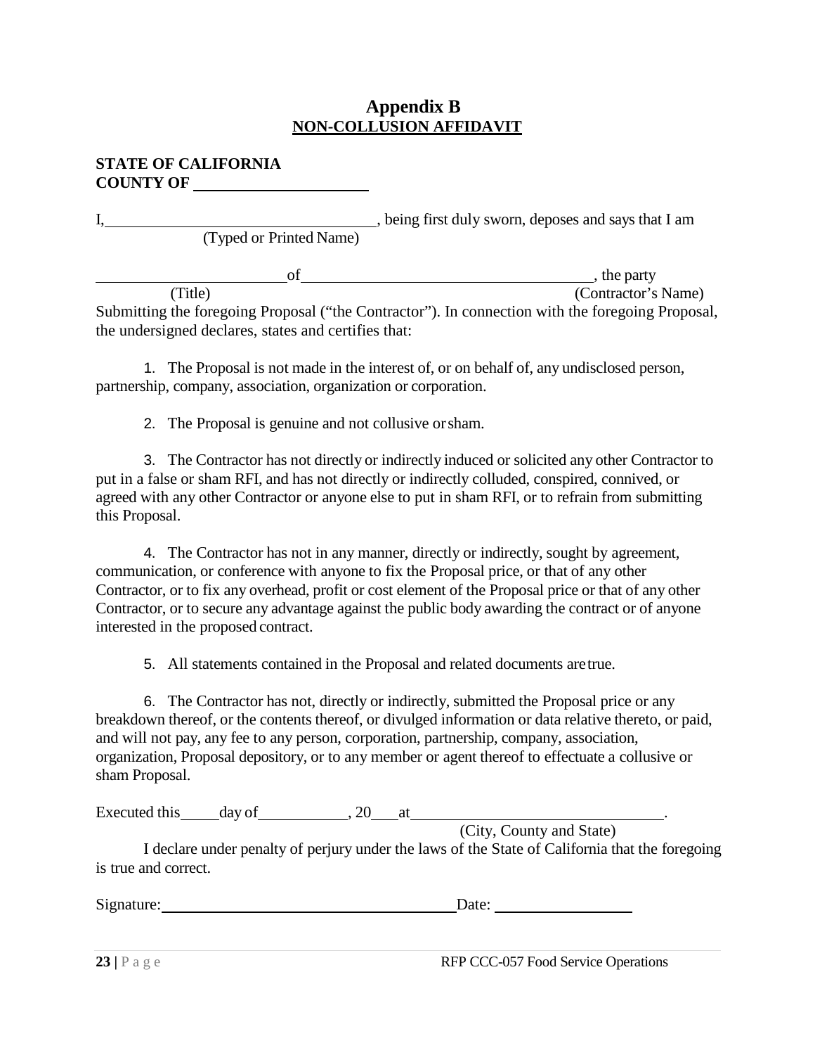# Appendix B

## NON-COLLUSION AFFIDAVIT

**STATE OF CALIFORNIA**
**COUNTY OF \_\_\_\_\_\_\_\_\_\_\_\_\_\_\_\_\_\_\_\_**

I, \_\_\_\_\_\_\_\_\_\_\_\_\_\_\_\_\_\_\_\_\_\_\_\_\_\_\_\_\_\_, being first duly sworn, deposes and says that I am
(Typed or Printed Name)

\_\_\_\_\_\_\_\_\_\_\_\_\_\_\_\_\_\_\_\_ of \_\_\_\_\_\_\_\_\_\_\_\_\_\_\_\_\_\_\_\_\_\_\_\_\_\_\_\_\_\_, the party
(Title) (Contractor's Name)

Submitting the foregoing Proposal ("the Contractor"). In connection with the foregoing Proposal, the undersigned declares, states and certifies that:

1. The Proposal is not made in the interest of, or on behalf of, any undisclosed person, partnership, company, association, organization or corporation.

2. The Proposal is genuine and not collusive or sham.

3. The Contractor has not directly or indirectly induced or solicited any other Contractor to put in a false or sham RFI, and has not directly or indirectly colluded, conspired, connived, or agreed with any other Contractor or anyone else to put in sham RFI, or to refrain from submitting this Proposal.

4. The Contractor has not in any manner, directly or indirectly, sought by agreement, communication, or conference with anyone to fix the Proposal price, or that of any other Contractor, or to fix any overhead, profit or cost element of the Proposal price or that of any other Contractor, or to secure any advantage against the public body awarding the contract or of anyone interested in the proposed contract.

5. All statements contained in the Proposal and related documents are true.

6. The Contractor has not, directly or indirectly, submitted the Proposal price or any breakdown thereof, or the contents thereof, or divulged information or data relative thereto, or paid, and will not pay, any fee to any person, corporation, partnership, company, association, organization, Proposal depository, or to any member or agent thereof to effectuate a collusive or sham Proposal.

Executed this \_\_\_\_ day of \_\_\_\_\_\_\_\_\_\_, 20\_\_\_ at \_\_\_\_\_\_\_\_\_\_\_\_\_\_\_\_\_\_\_\_\_\_\_\_\_\_\_\_.
(City, County and State)

I declare under penalty of perjury under the laws of the State of California that the foregoing is true and correct.

Signature: \_\_\_\_\_\_\_\_\_\_\_\_\_\_\_\_\_\_\_\_\_\_\_\_\_\_\_\_\_\_ Date: \_\_\_\_\_\_\_\_\_\_\_\_\_\_\_